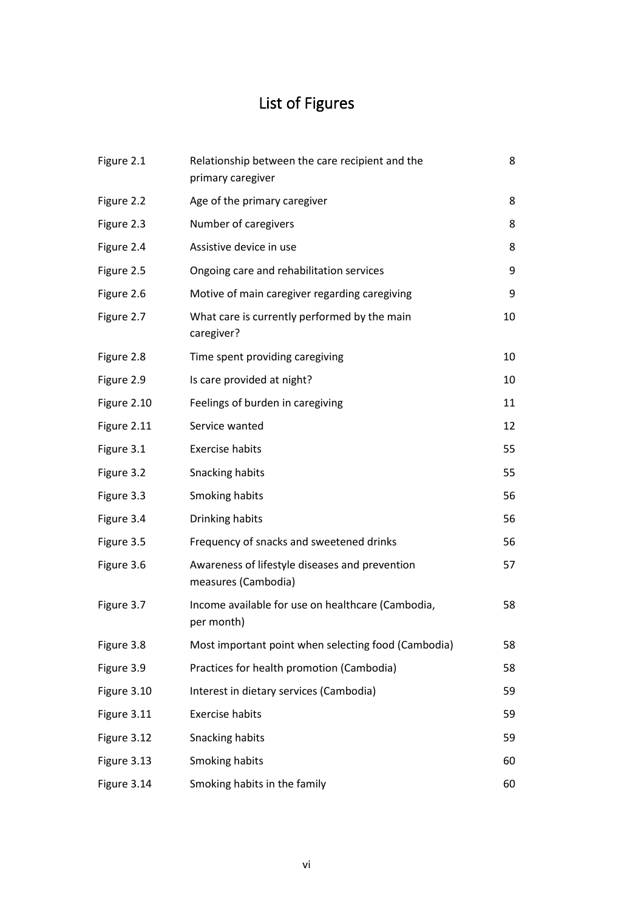# List of Figures

| | | |
|---|---|---|
| Figure 2.1 | Relationship between the care recipient and the primary caregiver | 8 |
| Figure 2.2 | Age of the primary caregiver | 8 |
| Figure 2.3 | Number of caregivers | 8 |
| Figure 2.4 | Assistive device in use | 8 |
| Figure 2.5 | Ongoing care and rehabilitation services | 9 |
| Figure 2.6 | Motive of main caregiver regarding caregiving | 9 |
| Figure 2.7 | What care is currently performed by the main caregiver? | 10 |
| Figure 2.8 | Time spent providing caregiving | 10 |
| Figure 2.9 | Is care provided at night? | 10 |
| Figure 2.10 | Feelings of burden in caregiving | 11 |
| Figure 2.11 | Service wanted | 12 |
| Figure 3.1 | Exercise habits | 55 |
| Figure 3.2 | Snacking habits | 55 |
| Figure 3.3 | Smoking habits | 56 |
| Figure 3.4 | Drinking habits | 56 |
| Figure 3.5 | Frequency of snacks and sweetened drinks | 56 |
| Figure 3.6 | Awareness of lifestyle diseases and prevention measures (Cambodia) | 57 |
| Figure 3.7 | Income available for use on healthcare (Cambodia, per month) | 58 |
| Figure 3.8 | Most important point when selecting food (Cambodia) | 58 |
| Figure 3.9 | Practices for health promotion (Cambodia) | 58 |
| Figure 3.10 | Interest in dietary services (Cambodia) | 59 |
| Figure 3.11 | Exercise habits | 59 |
| Figure 3.12 | Snacking habits | 59 |
| Figure 3.13 | Smoking habits | 60 |
| Figure 3.14 | Smoking habits in the family | 60 |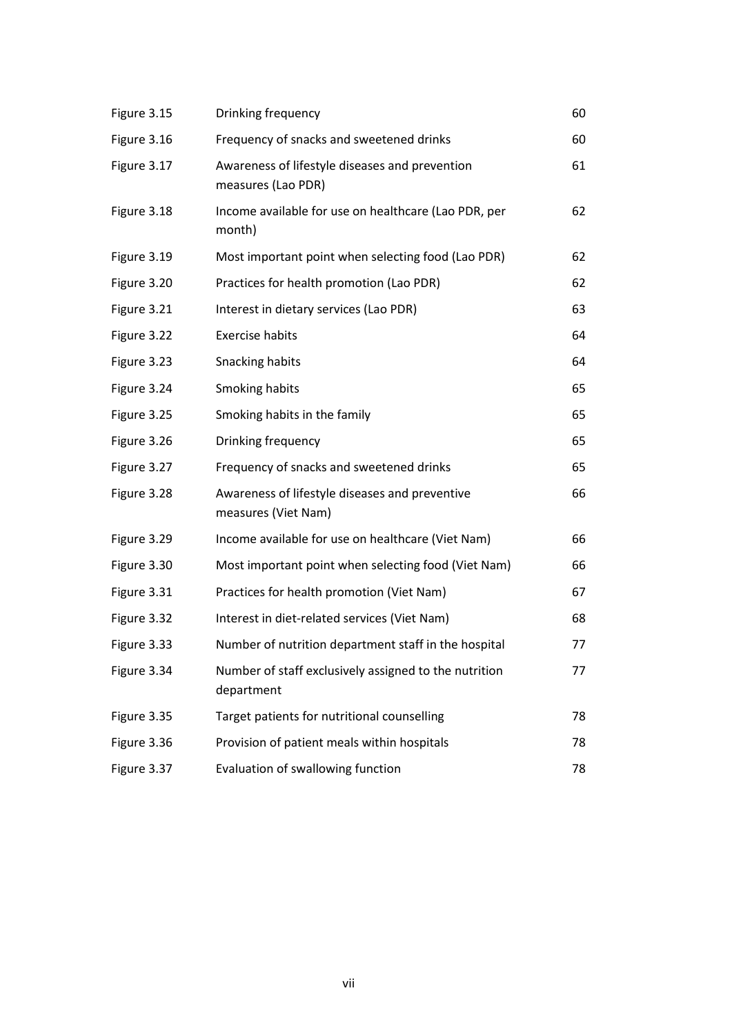| | | |
|---|---|---|
| Figure 3.15 | Drinking frequency | 60 |
| Figure 3.16 | Frequency of snacks and sweetened drinks | 60 |
| Figure 3.17 | Awareness of lifestyle diseases and prevention measures (Lao PDR) | 61 |
| Figure 3.18 | Income available for use on healthcare (Lao PDR, per month) | 62 |
| Figure 3.19 | Most important point when selecting food (Lao PDR) | 62 |
| Figure 3.20 | Practices for health promotion (Lao PDR) | 62 |
| Figure 3.21 | Interest in dietary services (Lao PDR) | 63 |
| Figure 3.22 | Exercise habits | 64 |
| Figure 3.23 | Snacking habits | 64 |
| Figure 3.24 | Smoking habits | 65 |
| Figure 3.25 | Smoking habits in the family | 65 |
| Figure 3.26 | Drinking frequency | 65 |
| Figure 3.27 | Frequency of snacks and sweetened drinks | 65 |
| Figure 3.28 | Awareness of lifestyle diseases and preventive measures (Viet Nam) | 66 |
| Figure 3.29 | Income available for use on healthcare (Viet Nam) | 66 |
| Figure 3.30 | Most important point when selecting food (Viet Nam) | 66 |
| Figure 3.31 | Practices for health promotion (Viet Nam) | 67 |
| Figure 3.32 | Interest in diet-related services (Viet Nam) | 68 |
| Figure 3.33 | Number of nutrition department staff in the hospital | 77 |
| Figure 3.34 | Number of staff exclusively assigned to the nutrition department | 77 |
| Figure 3.35 | Target patients for nutritional counselling | 78 |
| Figure 3.36 | Provision of patient meals within hospitals | 78 |
| Figure 3.37 | Evaluation of swallowing function | 78 |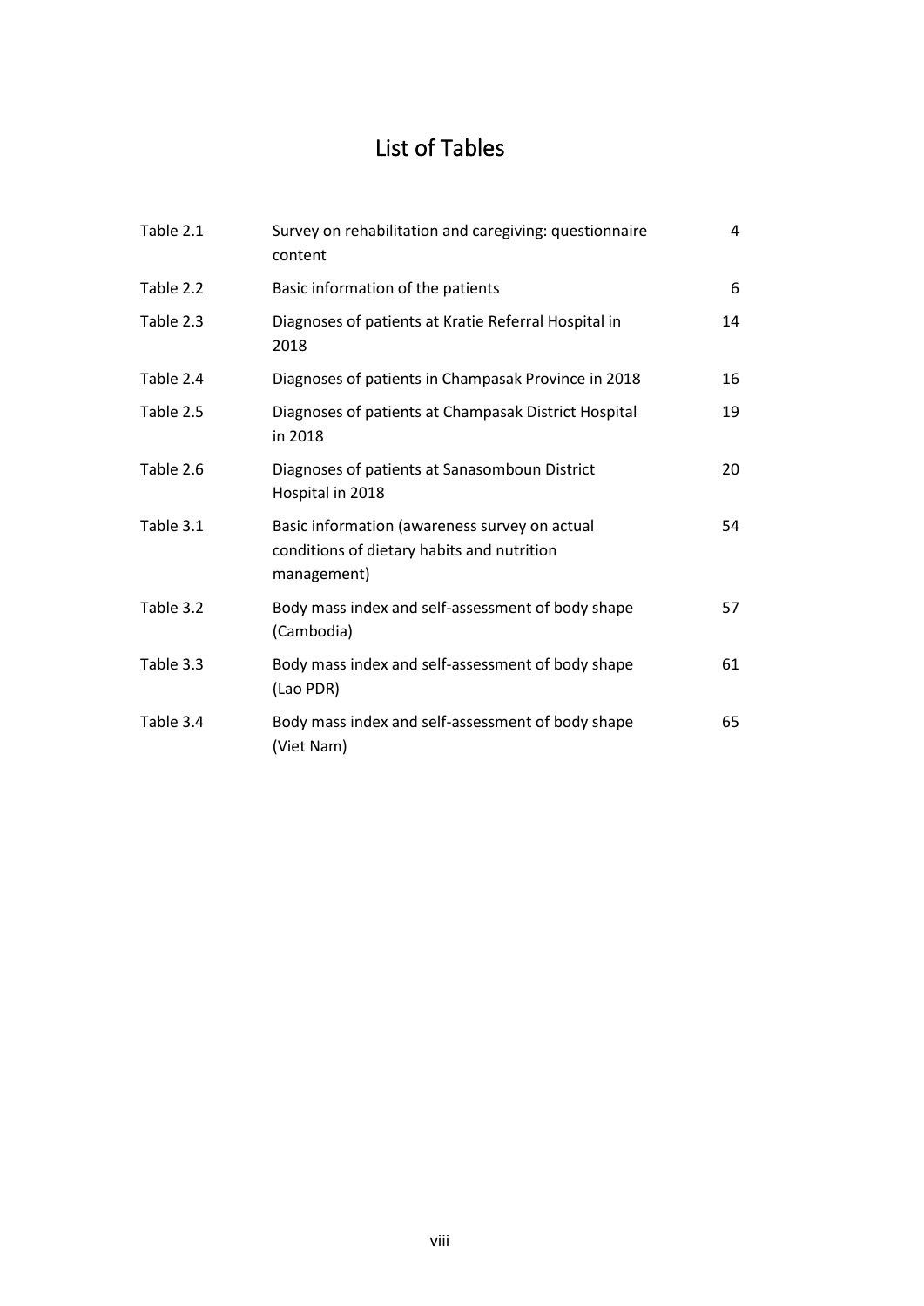# List of Tables

| | | |
|---|---|---|
| Table 2.1 | Survey on rehabilitation and caregiving: questionnaire content | 4 |
| Table 2.2 | Basic information of the patients | 6 |
| Table 2.3 | Diagnoses of patients at Kratie Referral Hospital in 2018 | 14 |
| Table 2.4 | Diagnoses of patients in Champasak Province in 2018 | 16 |
| Table 2.5 | Diagnoses of patients at Champasak District Hospital in 2018 | 19 |
| Table 2.6 | Diagnoses of patients at Sanasomboun District Hospital in 2018 | 20 |
| Table 3.1 | Basic information (awareness survey on actual conditions of dietary habits and nutrition management) | 54 |
| Table 3.2 | Body mass index and self-assessment of body shape (Cambodia) | 57 |
| Table 3.3 | Body mass index and self-assessment of body shape (Lao PDR) | 61 |
| Table 3.4 | Body mass index and self-assessment of body shape (Viet Nam) | 65 |